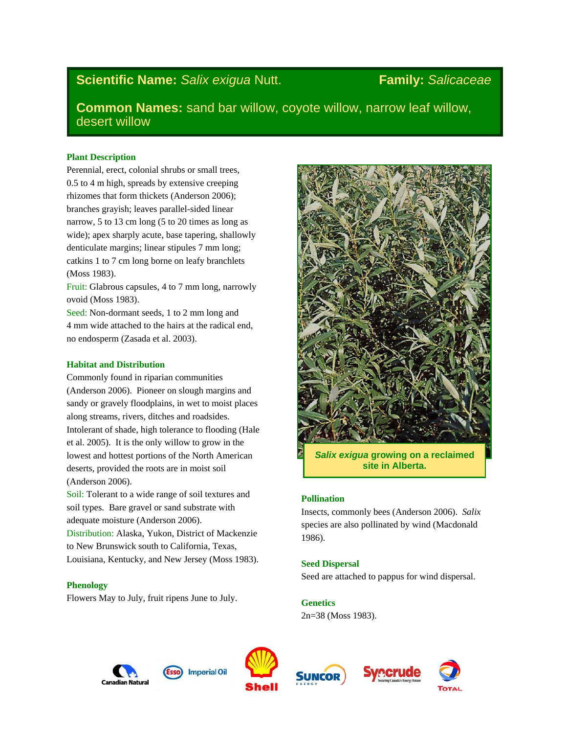**Scientific Name:** *Salix exigua* Nutt. **Family:** *Salicaceae*

**Common Names:** sand bar willow, coyote willow, narrow leaf willow, desert willow

## Plant Description

Perennial, erect, colonial shrubs or small trees, 0.5 to 4 m high, spreads by extensive creeping rhizomes that form thickets (Anderson 2006); branches grayish; leaves parallel-sided linear narrow, 5 to 13 cm long (5 to 20 times as long as wide); apex sharply acute, base tapering, shallowly denticulate margins; linear stipules 7 mm long; catkins 1 to 7 cm long borne on leafy branchlets (Moss 1983).

Fruit: Glabrous capsules, 4 to 7 mm long, narrowly ovoid (Moss 1983).

Seed: Non-dormant seeds, 1 to 2 mm long and 4 mm wide attached to the hairs at the radical end, no endosperm (Zasada et al. 2003).

## Habitat and Distribution

Commonly found in riparian communities (Anderson 2006). Pioneer on slough margins and sandy or gravely floodplains, in wet to moist places along streams, rivers, ditches and roadsides. Intolerant of shade, high tolerance to flooding (Hale et al. 2005). It is the only willow to grow in the lowest and hottest portions of the North American deserts, provided the roots are in moist soil (Anderson 2006).

Soil: Tolerant to a wide range of soil textures and soil types. Bare gravel or sand substrate with adequate moisture (Anderson 2006).

Distribution: Alaska, Yukon, District of Mackenzie to New Brunswick south to California, Texas, Louisiana, Kentucky, and New Jersey (Moss 1983).

## Phenology

Flowers May to July, fruit ripens June to July.

*Salix exigua* growing on a reclaimed site in Alberta.

## Pollination

Insects, commonly bees (Anderson 2006). *Salix* species are also pollinated by wind (Macdonald 1986).

## Seed Dispersal

Seed are attached to pappus for wind dispersal.

## Genetics

2n=38 (Moss 1983).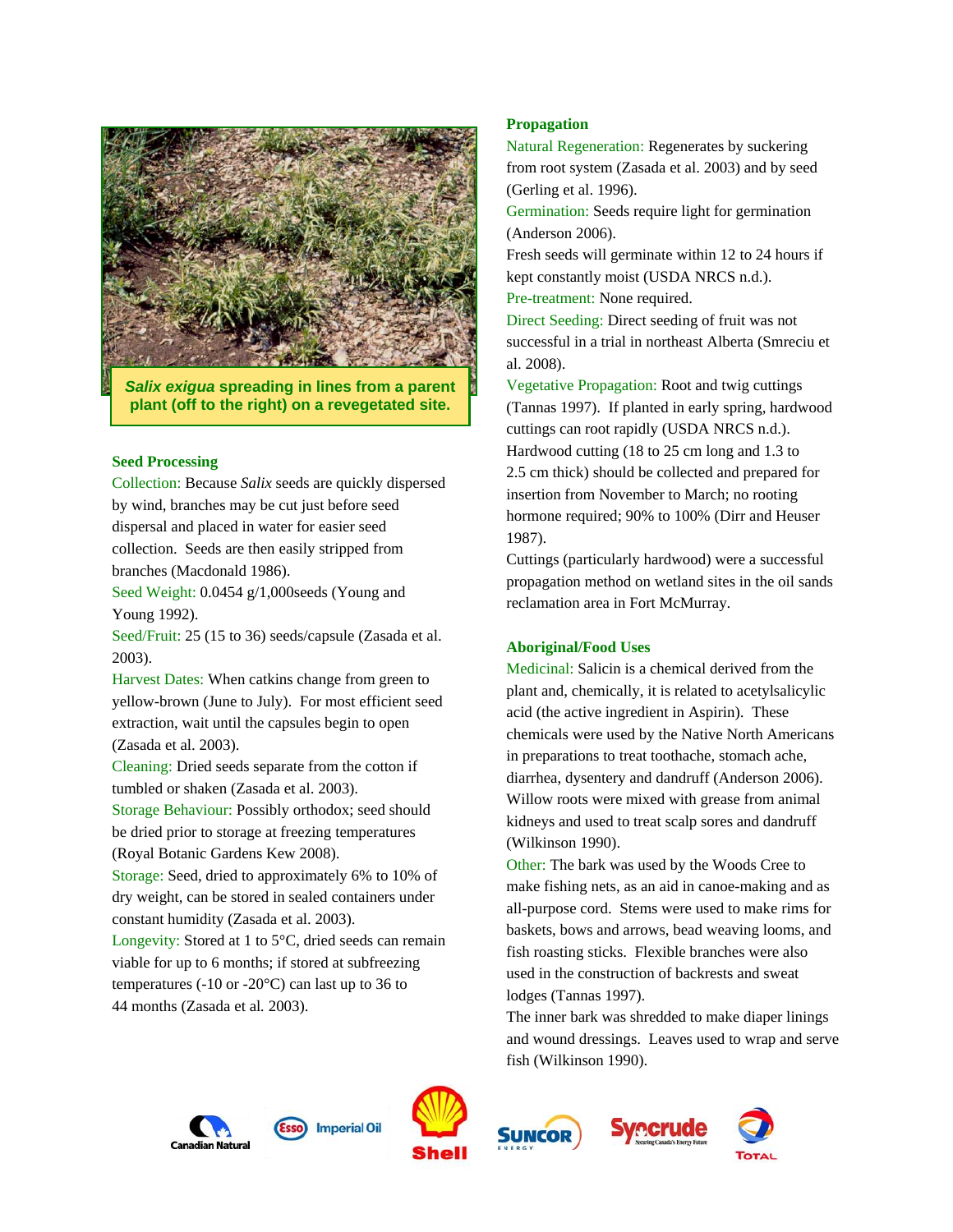*Salix exigua* **spreading in lines from a parent plant (off to the right) on a revegetated site.**

### Seed Processing

Collection: Because *Salix* seeds are quickly dispersed by wind, branches may be cut just before seed dispersal and placed in water for easier seed collection. Seeds are then easily stripped from branches (Macdonald 1986).

Seed Weight: 0.0454 g/1,000seeds (Young and Young 1992).

Seed/Fruit: 25 (15 to 36) seeds/capsule (Zasada et al. 2003).

Harvest Dates: When catkins change from green to yellow-brown (June to July). For most efficient seed extraction, wait until the capsules begin to open (Zasada et al. 2003).

Cleaning: Dried seeds separate from the cotton if tumbled or shaken (Zasada et al. 2003).

Storage Behaviour: Possibly orthodox; seed should be dried prior to storage at freezing temperatures (Royal Botanic Gardens Kew 2008).

Storage: Seed, dried to approximately 6% to 10% of dry weight, can be stored in sealed containers under constant humidity (Zasada et al. 2003).

Longevity: Stored at 1 to 5°C, dried seeds can remain viable for up to 6 months; if stored at subfreezing temperatures (-10 or -20°C) can last up to 36 to 44 months (Zasada et al. 2003).

### Propagation

Natural Regeneration: Regenerates by suckering from root system (Zasada et al. 2003) and by seed (Gerling et al. 1996).

Germination: Seeds require light for germination (Anderson 2006).

Fresh seeds will germinate within 12 to 24 hours if kept constantly moist (USDA NRCS n.d.).

Pre-treatment: None required.

Direct Seeding: Direct seeding of fruit was not successful in a trial in northeast Alberta (Smreciu et al. 2008).

Vegetative Propagation: Root and twig cuttings (Tannas 1997). If planted in early spring, hardwood cuttings can root rapidly (USDA NRCS n.d.).

Hardwood cutting (18 to 25 cm long and 1.3 to 2.5 cm thick) should be collected and prepared for insertion from November to March; no rooting hormone required; 90% to 100% (Dirr and Heuser 1987).

Cuttings (particularly hardwood) were a successful propagation method on wetland sites in the oil sands reclamation area in Fort McMurray.

### Aboriginal/Food Uses

Medicinal: Salicin is a chemical derived from the plant and, chemically, it is related to acetylsalicylic acid (the active ingredient in Aspirin). These chemicals were used by the Native North Americans in preparations to treat toothache, stomach ache, diarrhea, dysentery and dandruff (Anderson 2006).

Willow roots were mixed with grease from animal kidneys and used to treat scalp sores and dandruff (Wilkinson 1990).

Other: The bark was used by the Woods Cree to make fishing nets, as an aid in canoe-making and as all-purpose cord. Stems were used to make rims for baskets, bows and arrows, bead weaving looms, and fish roasting sticks. Flexible branches were also used in the construction of backrests and sweat lodges (Tannas 1997).

The inner bark was shredded to make diaper linings and wound dressings. Leaves used to wrap and serve fish (Wilkinson 1990).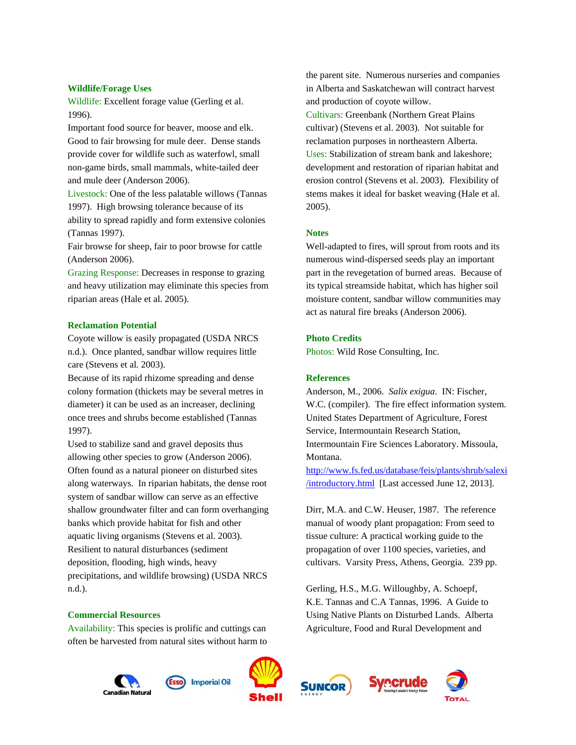## Wildlife/Forage Uses

Wildlife: Excellent forage value (Gerling et al. 1996).

Important food source for beaver, moose and elk. Good to fair browsing for mule deer. Dense stands provide cover for wildlife such as waterfowl, small non-game birds, small mammals, white-tailed deer and mule deer (Anderson 2006).

Livestock: One of the less palatable willows (Tannas 1997). High browsing tolerance because of its ability to spread rapidly and form extensive colonies (Tannas 1997).

Fair browse for sheep, fair to poor browse for cattle (Anderson 2006).

Grazing Response: Decreases in response to grazing and heavy utilization may eliminate this species from riparian areas (Hale et al. 2005).

## Reclamation Potential

Coyote willow is easily propagated (USDA NRCS n.d.). Once planted, sandbar willow requires little care (Stevens et al. 2003).

Because of its rapid rhizome spreading and dense colony formation (thickets may be several metres in diameter) it can be used as an increaser, declining once trees and shrubs become established (Tannas 1997).

Used to stabilize sand and gravel deposits thus allowing other species to grow (Anderson 2006). Often found as a natural pioneer on disturbed sites along waterways. In riparian habitats, the dense root system of sandbar willow can serve as an effective shallow groundwater filter and can form overhanging banks which provide habitat for fish and other aquatic living organisms (Stevens et al. 2003). Resilient to natural disturbances (sediment deposition, flooding, high winds, heavy precipitations, and wildlife browsing) (USDA NRCS n.d.).

## Commercial Resources

Availability: This species is prolific and cuttings can often be harvested from natural sites without harm to the parent site. Numerous nurseries and companies in Alberta and Saskatchewan will contract harvest and production of coyote willow.

Cultivars: Greenbank (Northern Great Plains cultivar) (Stevens et al. 2003). Not suitable for reclamation purposes in northeastern Alberta.

Uses: Stabilization of stream bank and lakeshore; development and restoration of riparian habitat and erosion control (Stevens et al. 2003). Flexibility of stems makes it ideal for basket weaving (Hale et al. 2005).

## Notes

Well-adapted to fires, will sprout from roots and its numerous wind-dispersed seeds play an important part in the revegetation of burned areas. Because of its typical streamside habitat, which has higher soil moisture content, sandbar willow communities may act as natural fire breaks (Anderson 2006).

## Photo Credits

Photos: Wild Rose Consulting, Inc.

## References

Anderson, M., 2006. *Salix exigua*. IN: Fischer, W.C. (compiler). The fire effect information system. United States Department of Agriculture, Forest Service, Intermountain Research Station, Intermountain Fire Sciences Laboratory. Missoula, Montana. http://www.fs.fed.us/database/feis/plants/shrub/salexi/introductory.html [Last accessed June 12, 2013].

Dirr, M.A. and C.W. Heuser, 1987. The reference manual of woody plant propagation: From seed to tissue culture: A practical working guide to the propagation of over 1100 species, varieties, and cultivars. Varsity Press, Athens, Georgia. 239 pp.

Gerling, H.S., M.G. Willoughby, A. Schoepf, K.E. Tannas and C.A Tannas, 1996. A Guide to Using Native Plants on Disturbed Lands. Alberta Agriculture, Food and Rural Development and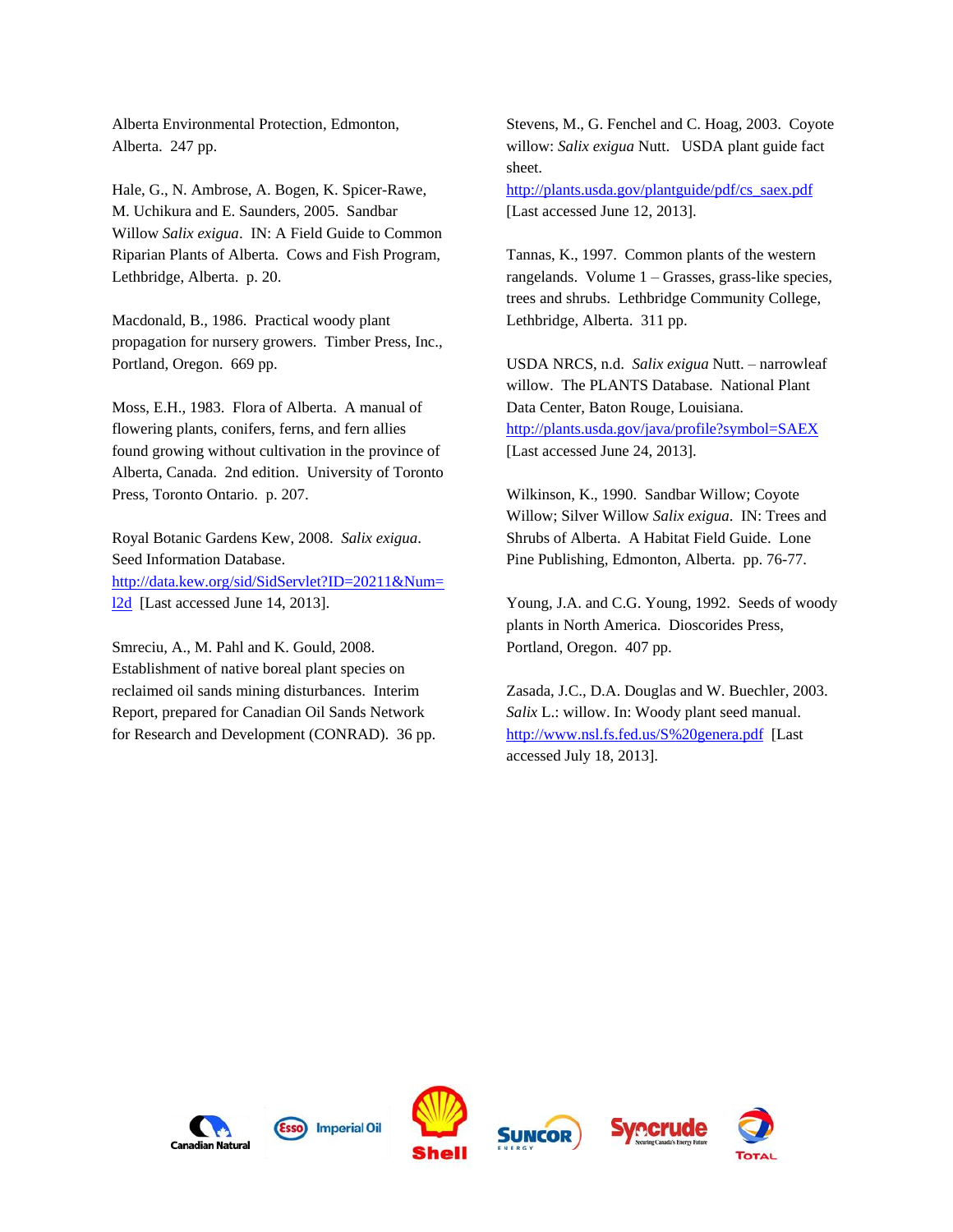Alberta Environmental Protection, Edmonton, Alberta. 247 pp.

Hale, G., N. Ambrose, A. Bogen, K. Spicer-Rawe, M. Uchikura and E. Saunders, 2005. Sandbar Willow *Salix exigua*. IN: A Field Guide to Common Riparian Plants of Alberta. Cows and Fish Program, Lethbridge, Alberta. p. 20.

Macdonald, B., 1986. Practical woody plant propagation for nursery growers. Timber Press, Inc., Portland, Oregon. 669 pp.

Moss, E.H., 1983. Flora of Alberta. A manual of flowering plants, conifers, ferns, and fern allies found growing without cultivation in the province of Alberta, Canada. 2nd edition. University of Toronto Press, Toronto Ontario. p. 207.

Royal Botanic Gardens Kew, 2008. *Salix exigua*. Seed Information Database. http://data.kew.org/sid/SidServlet?ID=20211&Num=l2d [Last accessed June 14, 2013].

Smreciu, A., M. Pahl and K. Gould, 2008. Establishment of native boreal plant species on reclaimed oil sands mining disturbances. Interim Report, prepared for Canadian Oil Sands Network for Research and Development (CONRAD). 36 pp.

Stevens, M., G. Fenchel and C. Hoag, 2003. Coyote willow: *Salix exigua* Nutt. USDA plant guide fact sheet. http://plants.usda.gov/plantguide/pdf/cs_saex.pdf [Last accessed June 12, 2013].

Tannas, K., 1997. Common plants of the western rangelands. Volume 1 – Grasses, grass-like species, trees and shrubs. Lethbridge Community College, Lethbridge, Alberta. 311 pp.

USDA NRCS, n.d. *Salix exigua* Nutt. – narrowleaf willow. The PLANTS Database. National Plant Data Center, Baton Rouge, Louisiana. http://plants.usda.gov/java/profile?symbol=SAEX [Last accessed June 24, 2013].

Wilkinson, K., 1990. Sandbar Willow; Coyote Willow; Silver Willow *Salix exigua*. IN: Trees and Shrubs of Alberta. A Habitat Field Guide. Lone Pine Publishing, Edmonton, Alberta. pp. 76-77.

Young, J.A. and C.G. Young, 1992. Seeds of woody plants in North America. Dioscorides Press, Portland, Oregon. 407 pp.

Zasada, J.C., D.A. Douglas and W. Buechler, 2003. *Salix* L.: willow. In: Woody plant seed manual. http://www.nsl.fs.fed.us/S%20genera.pdf [Last accessed July 18, 2013].